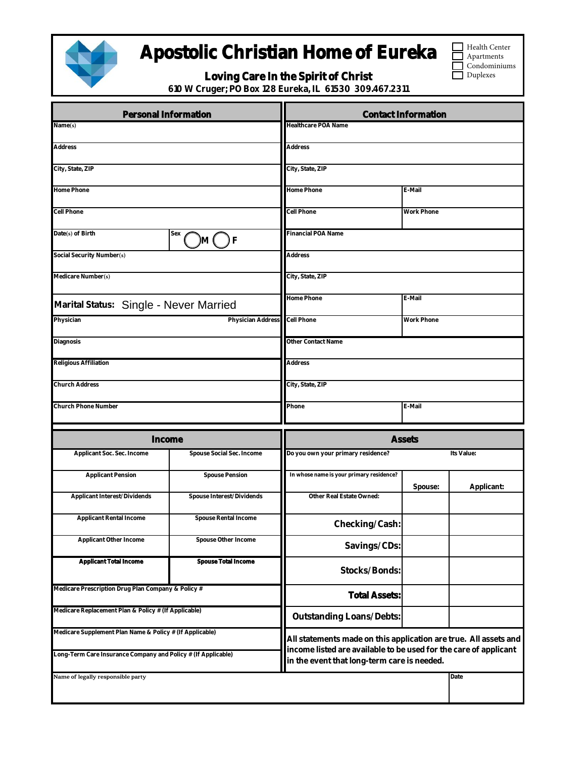# Apostolic Christian Home of Eureka

**Loving Care In the Spirit of Christ**

**610 W Cruger; PO Box 128 Eureka, IL 61530 309.467.2311**

- [ ] Health Center
- [ ] Apartments
- [ ] Condominiums
- [ ] Duplexes

| Personal Information | | Contact Information | |
|---|---|---|---|
| Name(s) | | Healthcare POA Name | |
| Address | | Address | |
| City, State, ZIP | | City, State, ZIP | |
| Home Phone | | Home Phone | E-Mail |
| Cell Phone | | Cell Phone | Work Phone |
| Date(s) of Birth | Sex ◯ M ◯ F | Financial POA Name | |
| Social Security Number(s) | | Address | |
| Medicare Number(s) | | City, State, ZIP | |
| **Marital Status:** Single - Never Married | | Home Phone | E-Mail |
| Physician | Physician Address | Cell Phone | Work Phone |
| Diagnosis | | Other Contact Name | |
| Religious Affiliation | | Address | |
| Church Address | | City, State, ZIP | |
| Church Phone Number | | Phone | E-Mail |

| Income | | Assets | | |
|---|---|---|---|---|
| Applicant Soc. Sec. Income | Spouse Social Sec. Income | Do you own your primary residence? | Its Value: | |
| Applicant Pension | Spouse Pension | In whose name is your primary residence? | **Spouse:** | **Applicant:** |
| Applicant Interest/Dividends | Spouse Interest/Dividends | Other Real Estate Owned: | | |
| Applicant Rental Income | Spouse Rental Income | **Checking/Cash:** | | |
| Applicant Other Income | Spouse Other Income | **Savings/CDs:** | | |
| **Applicant Total Income** | **Spouse Total Income** | **Stocks/Bonds:** | | |
| Medicare Prescription Drug Plan Company & Policy # | | **Total Assets:** | | |
| Medicare Replacement Plan & Policy # (If Applicable) | | **Outstanding Loans/Debts:** | | |
| Medicare Supplement Plan Name & Policy # (If Applicable) | | **All statements made on this application are true. All assets and income listed are available to be used for the care of applicant in the event that long-term care is needed.** | | |
| Long-Term Care Insurance Company and Policy # (If Applicable) | | | | |

| Name of legally responsible party | Date |
|---|---|
| | |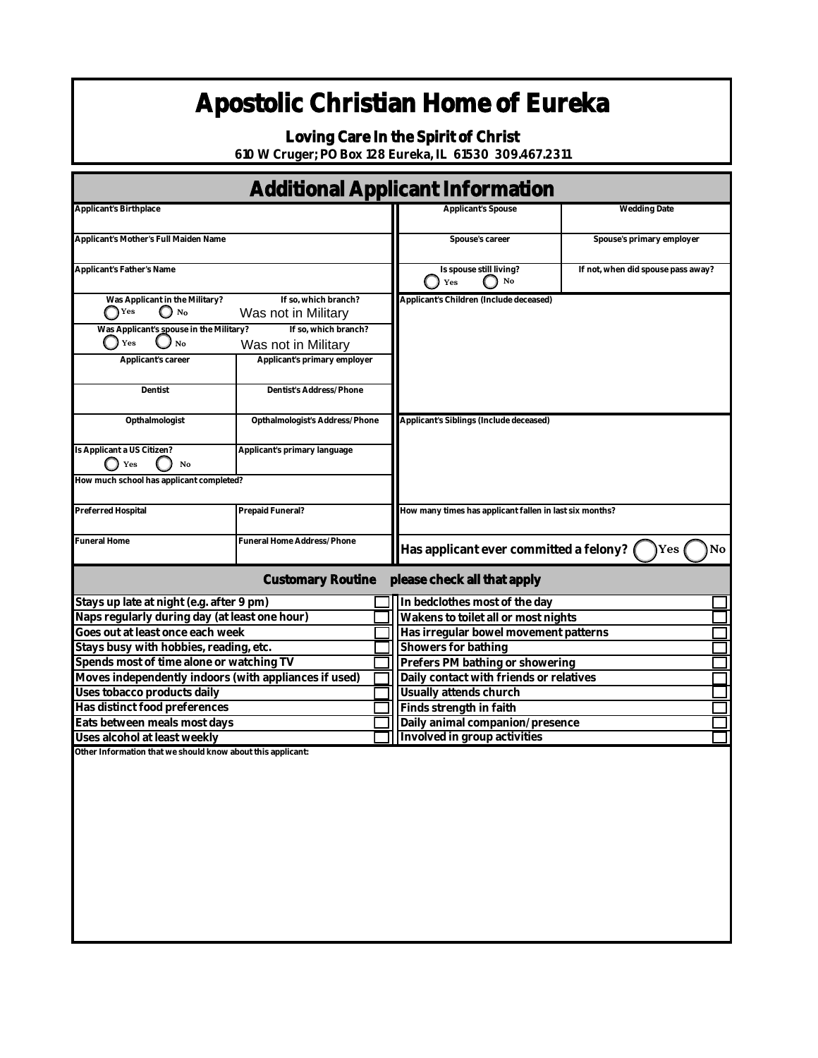# Apostolic Christian Home of Eureka

**Loving Care In the Spirit of Christ**

**610 W Cruger; PO Box 128 Eureka, IL 61530 309.467.2311**

## Additional Applicant Information

| | | | |
|---|---|---|---|
| Applicant's Birthplace | | Applicant's Spouse | Wedding Date |
| Applicant's Mother's Full Maiden Name | | Spouse's career | Spouse's primary employer |
| Applicant's Father's Name | | Is spouse still living? ◯ Yes ◯ No | If not, when did spouse pass away? |
| Was Applicant in the Military? ◯ Yes ◯ No | If so, which branch? Was not in Military | Applicant's Children (Include deceased) | |
| Was Applicant's spouse in the Military? ◯ Yes ◯ No | If so, which branch? Was not in Military | | |
| Applicant's career | Applicant's primary employer | | |
| Dentist | Dentist's Address/Phone | | |
| Opthalmologist | Opthalmologist's Address/Phone | Applicant's Siblings (Include deceased) | |
| Is Applicant a US Citizen? ◯ Yes ◯ No | Applicant's primary language | | |
| How much school has applicant completed? | | | |
| Preferred Hospital | Prepaid Funeral? | How many times has applicant fallen in last six months? | |
| Funeral Home | Funeral Home Address/Phone | **Has applicant ever committed a felony?** ◯ Yes ◯ No | |

## Customary Routine please check all that apply

| | | | |
|---|---|---|---|
| Stays up late at night (e.g. after 9 pm) | ☐ | In bedclothes most of the day | ☐ |
| Naps regularly during day (at least one hour) | ☐ | Wakens to toilet all or most nights | ☐ |
| Goes out at least once each week | ☐ | Has irregular bowel movement patterns | ☐ |
| Stays busy with hobbies, reading, etc. | ☐ | Showers for bathing | ☐ |
| Spends most of time alone or watching TV | ☐ | Prefers PM bathing or showering | ☐ |
| Moves independently indoors (with appliances if used) | ☐ | Daily contact with friends or relatives | ☐ |
| Uses tobacco products daily | ☐ | Usually attends church | ☐ |
| Has distinct food preferences | ☐ | Finds strength in faith | ☐ |
| Eats between meals most days | ☐ | Daily animal companion/presence | ☐ |
| Uses alcohol at least weekly | ☐ | Involved in group activities | ☐ |

Other Information that we should know about this applicant: